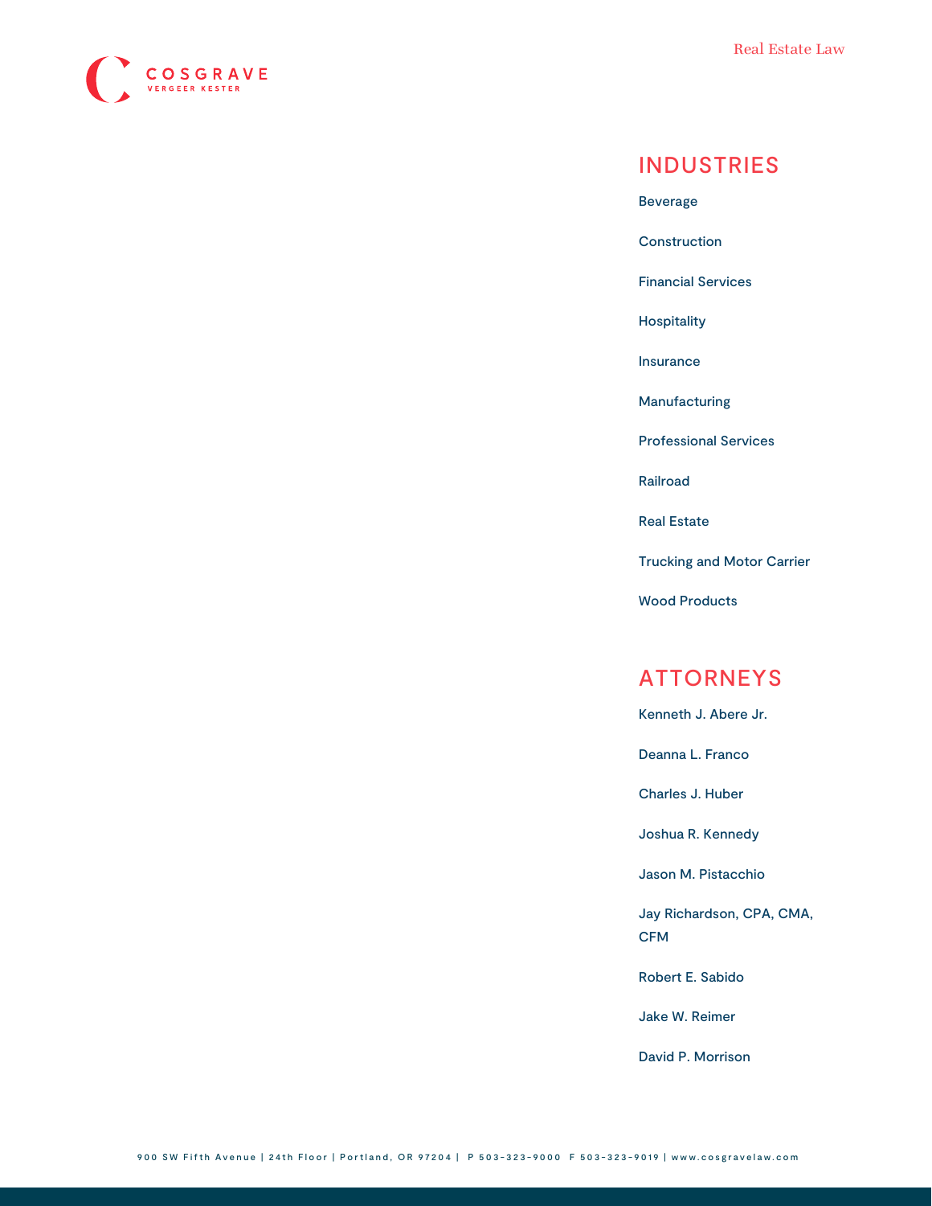COSGRAVE VERGEER KESTER

Real Estate Law

## INDUSTRIES

Beverage

Construction

Financial Services

Hospitality

Insurance

Manufacturing

Professional Services

Railroad

Real Estate

Trucking and Motor Carrier

Wood Products

## ATTORNEYS

Kenneth J. Abere Jr.

Deanna L. Franco

Charles J. Huber

Joshua R. Kennedy

Jason M. Pistacchio

Jay Richardson, CPA, CMA, CFM

Robert E. Sabido

Jake W. Reimer

David P. Morrison

900 SW Fifth Avenue | 24th Floor | Portland, OR 97204 | P 503-323-9000 F 503-323-9019 | www.cosgravelaw.com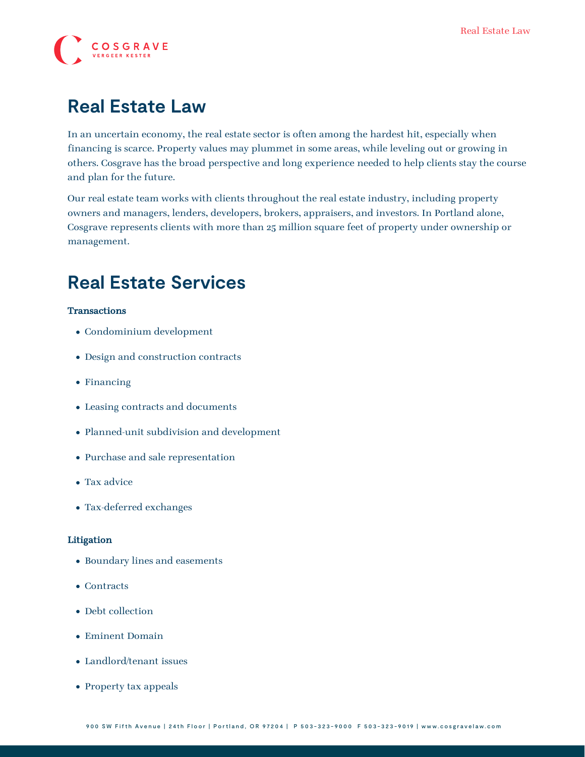# Real Estate Law

In an uncertain economy, the real estate sector is often among the hardest hit, especially when financing is scarce. Property values may plummet in some areas, while leveling out or growing in others. Cosgrave has the broad perspective and long experience needed to help clients stay the course and plan for the future.

Our real estate team works with clients throughout the real estate industry, including property owners and managers, lenders, developers, brokers, appraisers, and investors. In Portland alone, Cosgrave represents clients with more than 25 million square feet of property under ownership or management.

# Real Estate Services

**Transactions**

- Condominium development
- Design and construction contracts
- Financing
- Leasing contracts and documents
- Planned-unit subdivision and development
- Purchase and sale representation
- Tax advice
- Tax-deferred exchanges

**Litigation**

- Boundary lines and easements
- Contracts
- Debt collection
- Eminent Domain
- Landlord/tenant issues
- Property tax appeals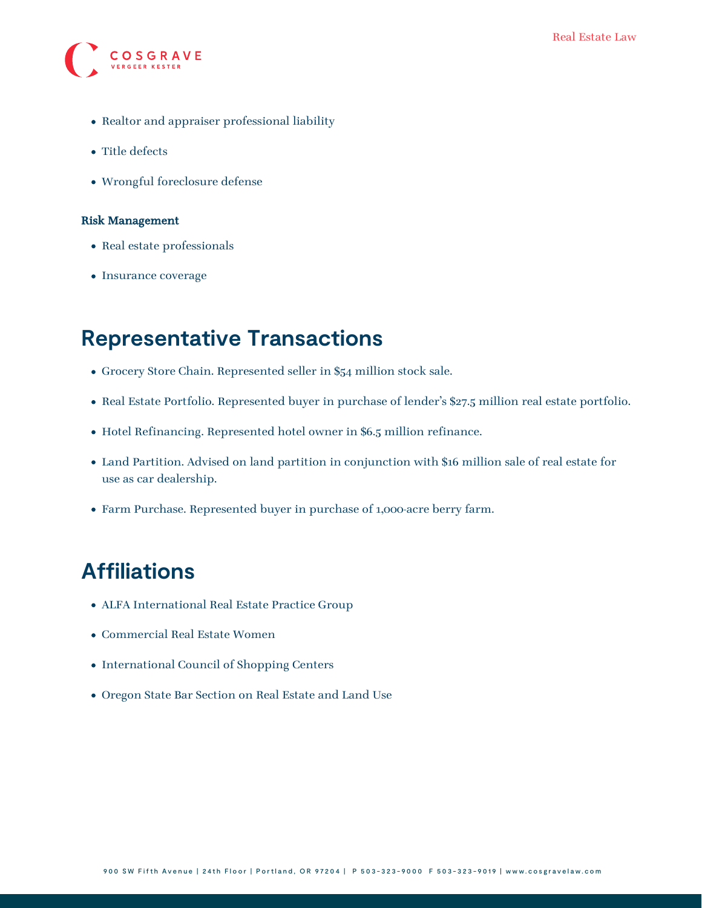- Realtor and appraiser professional liability
- Title defects
- Wrongful foreclosure defense

### Risk Management

- Real estate professionals
- Insurance coverage

## Representative Transactions

- Grocery Store Chain. Represented seller in $54 million stock sale.
- Real Estate Portfolio. Represented buyer in purchase of lender's $27.5 million real estate portfolio.
- Hotel Refinancing. Represented hotel owner in $6.5 million refinance.
- Land Partition. Advised on land partition in conjunction with $16 million sale of real estate for use as car dealership.
- Farm Purchase. Represented buyer in purchase of 1,000-acre berry farm.

## Affiliations

- ALFA International Real Estate Practice Group
- Commercial Real Estate Women
- International Council of Shopping Centers
- Oregon State Bar Section on Real Estate and Land Use